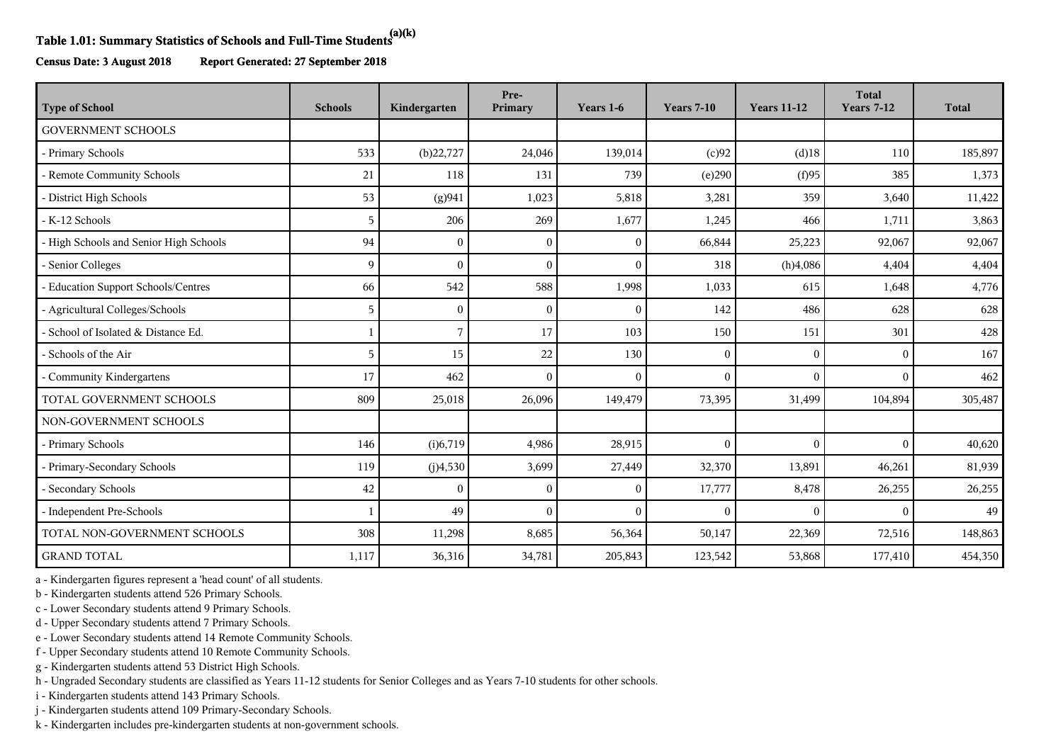**Table 1.01: Summary Statistics of Schools and Full-Time Students[(a)(k)]**

**Census Date: 3 August 2018 Report Generated: 27 September 2018**

| Type of School | Schools | Kindergarten | Pre-Primary | Years 1-6 | Years 7-10 | Years 11-12 | Total Years 7-12 | Total |
|---|---|---|---|---|---|---|---|---|
| GOVERNMENT SCHOOLS | | | | | | | | |
| - Primary Schools | 533 | (b)22,727 | 24,046 | 139,014 | (c)92 | (d)18 | 110 | 185,897 |
| - Remote Community Schools | 21 | 118 | 131 | 739 | (e)290 | (f)95 | 385 | 1,373 |
| - District High Schools | 53 | (g)941 | 1,023 | 5,818 | 3,281 | 359 | 3,640 | 11,422 |
| - K-12 Schools | 5 | 206 | 269 | 1,677 | 1,245 | 466 | 1,711 | 3,863 |
| - High Schools and Senior High Schools | 94 | 0 | 0 | 0 | 66,844 | 25,223 | 92,067 | 92,067 |
| - Senior Colleges | 9 | 0 | 0 | 0 | 318 | (h)4,086 | 4,404 | 4,404 |
| - Education Support Schools/Centres | 66 | 542 | 588 | 1,998 | 1,033 | 615 | 1,648 | 4,776 |
| - Agricultural Colleges/Schools | 5 | 0 | 0 | 0 | 142 | 486 | 628 | 628 |
| - School of Isolated & Distance Ed. | 1 | 7 | 17 | 103 | 150 | 151 | 301 | 428 |
| - Schools of the Air | 5 | 15 | 22 | 130 | 0 | 0 | 0 | 167 |
| - Community Kindergartens | 17 | 462 | 0 | 0 | 0 | 0 | 0 | 462 |
| TOTAL GOVERNMENT SCHOOLS | 809 | 25,018 | 26,096 | 149,479 | 73,395 | 31,499 | 104,894 | 305,487 |
| NON-GOVERNMENT SCHOOLS | | | | | | | | |
| - Primary Schools | 146 | (i)6,719 | 4,986 | 28,915 | 0 | 0 | 0 | 40,620 |
| - Primary-Secondary Schools | 119 | (j)4,530 | 3,699 | 27,449 | 32,370 | 13,891 | 46,261 | 81,939 |
| - Secondary Schools | 42 | 0 | 0 | 0 | 17,777 | 8,478 | 26,255 | 26,255 |
| - Independent Pre-Schools | 1 | 49 | 0 | 0 | 0 | 0 | 0 | 49 |
| TOTAL NON-GOVERNMENT SCHOOLS | 308 | 11,298 | 8,685 | 56,364 | 50,147 | 22,369 | 72,516 | 148,863 |
| GRAND TOTAL | 1,117 | 36,316 | 34,781 | 205,843 | 123,542 | 53,868 | 177,410 | 454,350 |

a - Kindergarten figures represent a 'head count' of all students.
b - Kindergarten students attend 526 Primary Schools.
c - Lower Secondary students attend 9 Primary Schools.
d - Upper Secondary students attend 7 Primary Schools.
e - Lower Secondary students attend 14 Remote Community Schools.
f - Upper Secondary students attend 10 Remote Community Schools.
g - Kindergarten students attend 53 District High Schools.
h - Ungraded Secondary students are classified as Years 11-12 students for Senior Colleges and as Years 7-10 students for other schools.
i - Kindergarten students attend 143 Primary Schools.
j - Kindergarten students attend 109 Primary-Secondary Schools.
k - Kindergarten includes pre-kindergarten students at non-government schools.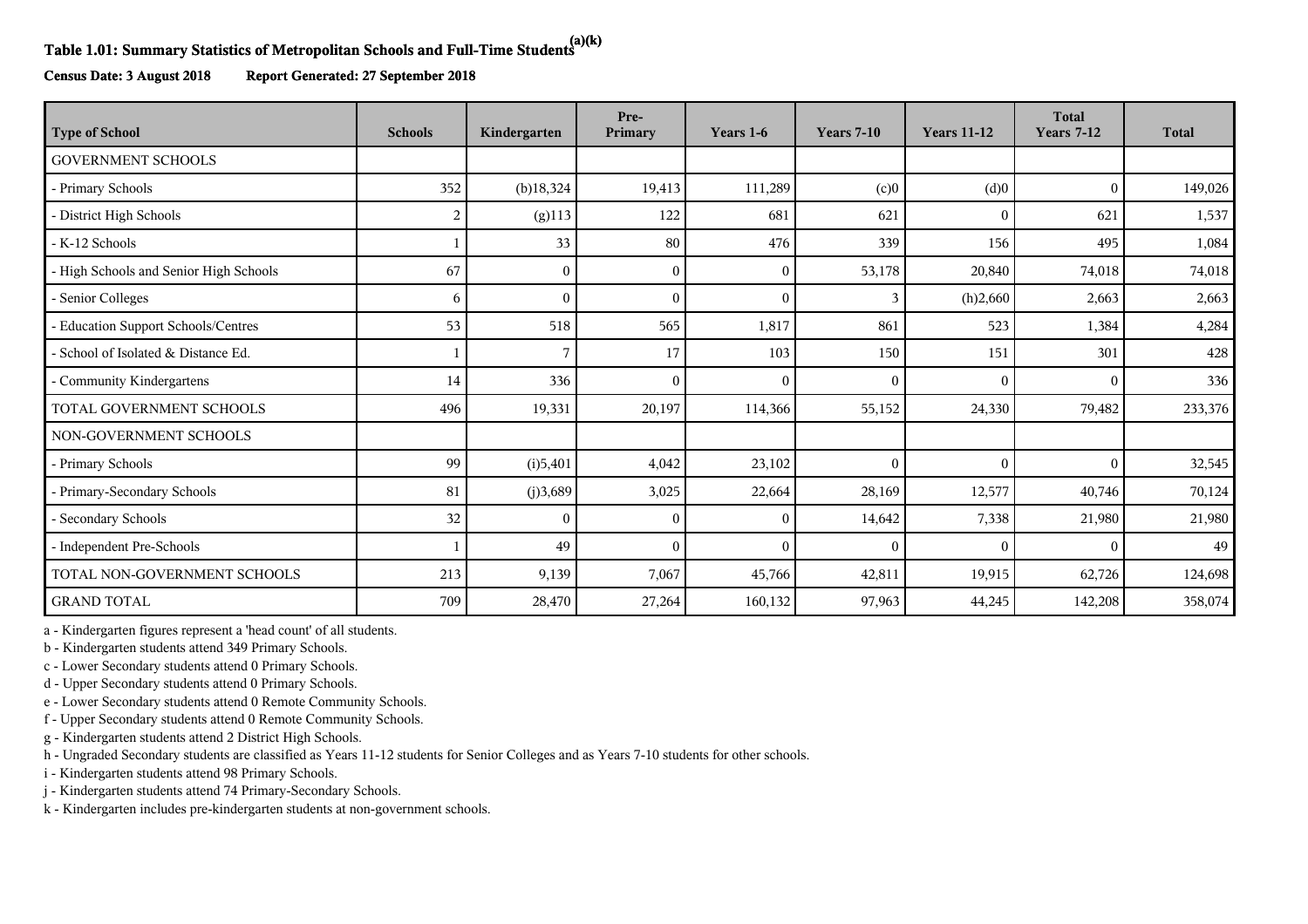# Table 1.01: Summary Statistics of Metropolitan Schools and Full-Time Students[(a)(k)]

**Census Date: 3 August 2018** **Report Generated: 27 September 2018**

| Type of School | Schools | Kindergarten | Pre-Primary | Years 1-6 | Years 7-10 | Years 11-12 | Total Years 7-12 | Total |
|---|---|---|---|---|---|---|---|---|
| GOVERNMENT SCHOOLS | | | | | | | | |
| - Primary Schools | 352 | (b)18,324 | 19,413 | 111,289 | (c)0 | (d)0 | 0 | 149,026 |
| - District High Schools | 2 | (g)113 | 122 | 681 | 621 | 0 | 621 | 1,537 |
| - K-12 Schools | 1 | 33 | 80 | 476 | 339 | 156 | 495 | 1,084 |
| - High Schools and Senior High Schools | 67 | 0 | 0 | 0 | 53,178 | 20,840 | 74,018 | 74,018 |
| - Senior Colleges | 6 | 0 | 0 | 0 | 3 | (h)2,660 | 2,663 | 2,663 |
| - Education Support Schools/Centres | 53 | 518 | 565 | 1,817 | 861 | 523 | 1,384 | 4,284 |
| - School of Isolated & Distance Ed. | 1 | 7 | 17 | 103 | 150 | 151 | 301 | 428 |
| - Community Kindergartens | 14 | 336 | 0 | 0 | 0 | 0 | 0 | 336 |
| TOTAL GOVERNMENT SCHOOLS | 496 | 19,331 | 20,197 | 114,366 | 55,152 | 24,330 | 79,482 | 233,376 |
| NON-GOVERNMENT SCHOOLS | | | | | | | | |
| - Primary Schools | 99 | (i)5,401 | 4,042 | 23,102 | 0 | 0 | 0 | 32,545 |
| - Primary-Secondary Schools | 81 | (j)3,689 | 3,025 | 22,664 | 28,169 | 12,577 | 40,746 | 70,124 |
| - Secondary Schools | 32 | 0 | 0 | 0 | 14,642 | 7,338 | 21,980 | 21,980 |
| - Independent Pre-Schools | 1 | 49 | 0 | 0 | 0 | 0 | 0 | 49 |
| TOTAL NON-GOVERNMENT SCHOOLS | 213 | 9,139 | 7,067 | 45,766 | 42,811 | 19,915 | 62,726 | 124,698 |
| GRAND TOTAL | 709 | 28,470 | 27,264 | 160,132 | 97,963 | 44,245 | 142,208 | 358,074 |

a - Kindergarten figures represent a 'head count' of all students.
b - Kindergarten students attend 349 Primary Schools.
c - Lower Secondary students attend 0 Primary Schools.
d - Upper Secondary students attend 0 Primary Schools.
e - Lower Secondary students attend 0 Remote Community Schools.
f - Upper Secondary students attend 0 Remote Community Schools.
g - Kindergarten students attend 2 District High Schools.
h - Ungraded Secondary students are classified as Years 11-12 students for Senior Colleges and as Years 7-10 students for other schools.
i - Kindergarten students attend 98 Primary Schools.
j - Kindergarten students attend 74 Primary-Secondary Schools.
k - Kindergarten includes pre-kindergarten students at non-government schools.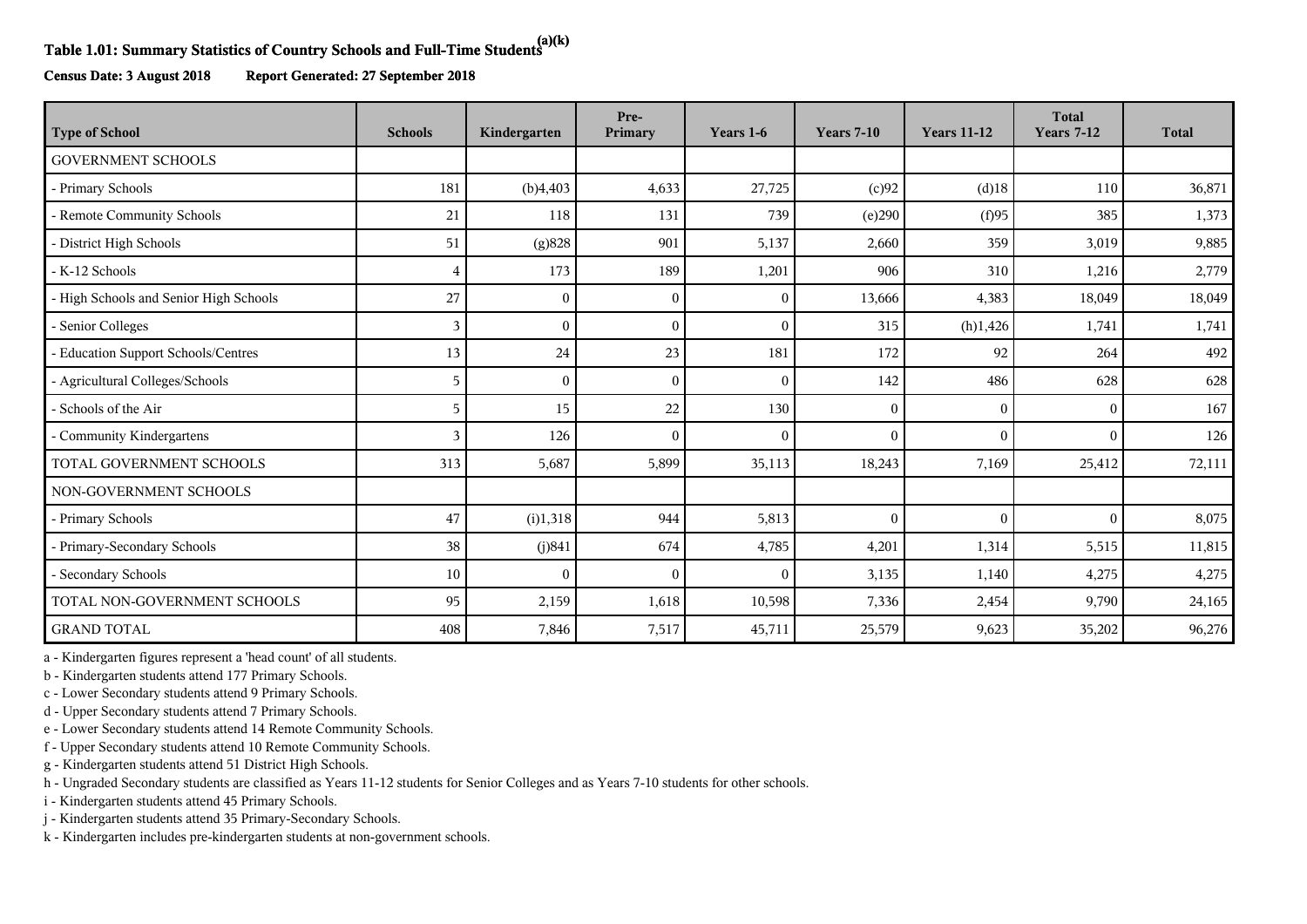# Table 1.01: Summary Statistics of Country Schools and Full-Time Students[(a)(k)]

**Census Date: 3 August 2018    Report Generated: 27 September 2018**

| Type of School | Schools | Kindergarten | Pre-Primary | Years 1-6 | Years 7-10 | Years 11-12 | Total Years 7-12 | Total |
|---|---|---|---|---|---|---|---|---|
| GOVERNMENT SCHOOLS | | | | | | | | |
| - Primary Schools | 181 | (b)4,403 | 4,633 | 27,725 | (c)92 | (d)18 | 110 | 36,871 |
| - Remote Community Schools | 21 | 118 | 131 | 739 | (e)290 | (f)95 | 385 | 1,373 |
| - District High Schools | 51 | (g)828 | 901 | 5,137 | 2,660 | 359 | 3,019 | 9,885 |
| - K-12 Schools | 4 | 173 | 189 | 1,201 | 906 | 310 | 1,216 | 2,779 |
| - High Schools and Senior High Schools | 27 | 0 | 0 | 0 | 13,666 | 4,383 | 18,049 | 18,049 |
| - Senior Colleges | 3 | 0 | 0 | 0 | 315 | (h)1,426 | 1,741 | 1,741 |
| - Education Support Schools/Centres | 13 | 24 | 23 | 181 | 172 | 92 | 264 | 492 |
| - Agricultural Colleges/Schools | 5 | 0 | 0 | 0 | 142 | 486 | 628 | 628 |
| - Schools of the Air | 5 | 15 | 22 | 130 | 0 | 0 | 0 | 167 |
| - Community Kindergartens | 3 | 126 | 0 | 0 | 0 | 0 | 0 | 126 |
| TOTAL GOVERNMENT SCHOOLS | 313 | 5,687 | 5,899 | 35,113 | 18,243 | 7,169 | 25,412 | 72,111 |
| NON-GOVERNMENT SCHOOLS | | | | | | | | |
| - Primary Schools | 47 | (i)1,318 | 944 | 5,813 | 0 | 0 | 0 | 8,075 |
| - Primary-Secondary Schools | 38 | (j)841 | 674 | 4,785 | 4,201 | 1,314 | 5,515 | 11,815 |
| - Secondary Schools | 10 | 0 | 0 | 0 | 3,135 | 1,140 | 4,275 | 4,275 |
| TOTAL NON-GOVERNMENT SCHOOLS | 95 | 2,159 | 1,618 | 10,598 | 7,336 | 2,454 | 9,790 | 24,165 |
| GRAND TOTAL | 408 | 7,846 | 7,517 | 45,711 | 25,579 | 9,623 | 35,202 | 96,276 |

a - Kindergarten figures represent a 'head count' of all students.
b - Kindergarten students attend 177 Primary Schools.
c - Lower Secondary students attend 9 Primary Schools.
d - Upper Secondary students attend 7 Primary Schools.
e - Lower Secondary students attend 14 Remote Community Schools.
f - Upper Secondary students attend 10 Remote Community Schools.
g - Kindergarten students attend 51 District High Schools.
h - Ungraded Secondary students are classified as Years 11-12 students for Senior Colleges and as Years 7-10 students for other schools.
i - Kindergarten students attend 45 Primary Schools.
j - Kindergarten students attend 35 Primary-Secondary Schools.
k - Kindergarten includes pre-kindergarten students at non-government schools.